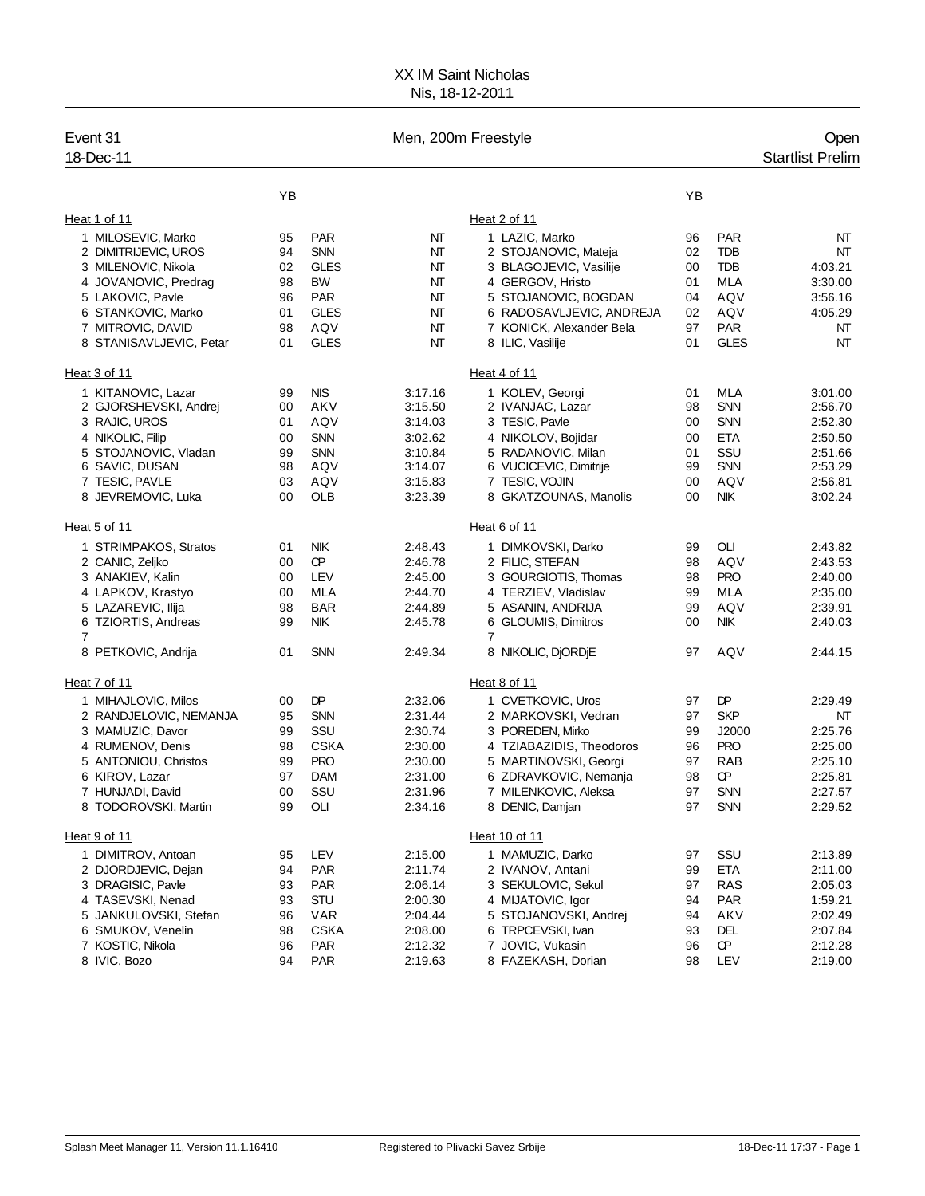# XX IM Saint Nicholas

Nis, 18-12-2011

Event 31 — Men, 200m Freestyle — Open

18-Dec-11 — Startlist Prelim

### Heat 1 of 11

| Lane | Name | YB | Club | Entry |
|---|---|---|---|---|
| 1 | MILOSEVIC, Marko | 95 | PAR | NT |
| 2 | DIMITRIJEVIC, UROS | 94 | SNN | NT |
| 3 | MILENOVIC, Nikola | 02 | GLES | NT |
| 4 | JOVANOVIC, Predrag | 98 | BW | NT |
| 5 | LAKOVIC, Pavle | 96 | PAR | NT |
| 6 | STANKOVIC, Marko | 01 | GLES | NT |
| 7 | MITROVIC, DAVID | 98 | AQV | NT |
| 8 | STANISAVLJEVIC, Petar | 01 | GLES | NT |

### Heat 2 of 11

| Lane | Name | YB | Club | Entry |
|---|---|---|---|---|
| 1 | LAZIC, Marko | 96 | PAR | NT |
| 2 | STOJANOVIC, Mateja | 02 | TDB | NT |
| 3 | BLAGOJEVIC, Vasilije | 00 | TDB | 4:03.21 |
| 4 | GERGOV, Hristo | 01 | MLA | 3:30.00 |
| 5 | STOJANOVIC, BOGDAN | 04 | AQV | 3:56.16 |
| 6 | RADOSAVLJEVIC, ANDREJA | 02 | AQV | 4:05.29 |
| 7 | KONICK, Alexander Bela | 97 | PAR | NT |
| 8 | ILIC, Vasilije | 01 | GLES | NT |

### Heat 3 of 11

| Lane | Name | YB | Club | Entry |
|---|---|---|---|---|
| 1 | KITANOVIC, Lazar | 99 | NIS | 3:17.16 |
| 2 | GJORSHEVSKI, Andrej | 00 | AKV | 3:15.50 |
| 3 | RAJIC, UROS | 01 | AQV | 3:14.03 |
| 4 | NIKOLIC, Filip | 00 | SNN | 3:02.62 |
| 5 | STOJANOVIC, Vladan | 99 | SNN | 3:10.84 |
| 6 | SAVIC, DUSAN | 98 | AQV | 3:14.07 |
| 7 | TESIC, PAVLE | 03 | AQV | 3:15.83 |
| 8 | JEVREMOVIC, Luka | 00 | OLB | 3:23.39 |

### Heat 4 of 11

| Lane | Name | YB | Club | Entry |
|---|---|---|---|---|
| 1 | KOLEV, Georgi | 01 | MLA | 3:01.00 |
| 2 | IVANJAC, Lazar | 98 | SNN | 2:56.70 |
| 3 | TESIC, Pavle | 00 | SNN | 2:52.30 |
| 4 | NIKOLOV, Bojidar | 00 | ETA | 2:50.50 |
| 5 | RADANOVIC, Milan | 01 | SSU | 2:51.66 |
| 6 | VUCICEVIC, Dimitrije | 99 | SNN | 2:53.29 |
| 7 | TESIC, VOJIN | 00 | AQV | 2:56.81 |
| 8 | GKATZOUNAS, Manolis | 00 | NIK | 3:02.24 |

### Heat 5 of 11

| Lane | Name | YB | Club | Entry |
|---|---|---|---|---|
| 1 | STRIMPAKOS, Stratos | 01 | NIK | 2:48.43 |
| 2 | CANIC, Zeljko | 00 | CP | 2:46.78 |
| 3 | ANAKIEV, Kalin | 00 | LEV | 2:45.00 |
| 4 | LAPKOV, Krastyo | 00 | MLA | 2:44.70 |
| 5 | LAZAREVIC, Ilija | 98 | BAR | 2:44.89 |
| 6 | TZIORTIS, Andreas | 99 | NIK | 2:45.78 |
| 7 | | | | |
| 8 | PETKOVIC, Andrija | 01 | SNN | 2:49.34 |

### Heat 6 of 11

| Lane | Name | YB | Club | Entry |
|---|---|---|---|---|
| 1 | DIMKOVSKI, Darko | 99 | OLI | 2:43.82 |
| 2 | FILIC, STEFAN | 98 | AQV | 2:43.53 |
| 3 | GOURGIOTIS, Thomas | 98 | PRO | 2:40.00 |
| 4 | TERZIEV, Vladislav | 99 | MLA | 2:35.00 |
| 5 | ASANIN, ANDRIJA | 99 | AQV | 2:39.91 |
| 6 | GLOUMIS, Dimitros | 00 | NIK | 2:40.03 |
| 7 | | | | |
| 8 | NIKOLIC, DjORDjE | 97 | AQV | 2:44.15 |

### Heat 7 of 11

| Lane | Name | YB | Club | Entry |
|---|---|---|---|---|
| 1 | MIHAJLOVIC, Milos | 00 | DP | 2:32.06 |
| 2 | RANDJELOVIC, NEMANJA | 95 | SNN | 2:31.44 |
| 3 | MAMUZIC, Davor | 99 | SSU | 2:30.74 |
| 4 | RUMENOV, Denis | 98 | CSKA | 2:30.00 |
| 5 | ANTONIOU, Christos | 99 | PRO | 2:30.00 |
| 6 | KIROV, Lazar | 97 | DAM | 2:31.00 |
| 7 | HUNJADI, David | 00 | SSU | 2:31.96 |
| 8 | TODOROVSKI, Martin | 99 | OLI | 2:34.16 |

### Heat 8 of 11

| Lane | Name | YB | Club | Entry |
|---|---|---|---|---|
| 1 | CVETKOVIC, Uros | 97 | DP | 2:29.49 |
| 2 | MARKOVSKI, Vedran | 97 | SKP | NT |
| 3 | POREDEN, Mirko | 99 | J2000 | 2:25.76 |
| 4 | TZIABAZIDIS, Theodoros | 96 | PRO | 2:25.00 |
| 5 | MARTINOVSKI, Georgi | 97 | RAB | 2:25.10 |
| 6 | ZDRAVKOVIC, Nemanja | 98 | CP | 2:25.81 |
| 7 | MILENKOVIC, Aleksa | 97 | SNN | 2:27.57 |
| 8 | DENIC, Damjan | 97 | SNN | 2:29.52 |

### Heat 9 of 11

| Lane | Name | YB | Club | Entry |
|---|---|---|---|---|
| 1 | DIMITROV, Antoan | 95 | LEV | 2:15.00 |
| 2 | DJORDJEVIC, Dejan | 94 | PAR | 2:11.74 |
| 3 | DRAGISIC, Pavle | 93 | PAR | 2:06.14 |
| 4 | TASEVSKI, Nenad | 93 | STU | 2:00.30 |
| 5 | JANKULOVSKI, Stefan | 96 | VAR | 2:04.44 |
| 6 | SMUKOV, Venelin | 98 | CSKA | 2:08.00 |
| 7 | KOSTIC, Nikola | 96 | PAR | 2:12.32 |
| 8 | IVIC, Bozo | 94 | PAR | 2:19.63 |

### Heat 10 of 11

| Lane | Name | YB | Club | Entry |
|---|---|---|---|---|
| 1 | MAMUZIC, Darko | 97 | SSU | 2:13.89 |
| 2 | IVANOV, Antani | 99 | ETA | 2:11.00 |
| 3 | SEKULOVIC, Sekul | 97 | RAS | 2:05.03 |
| 4 | MIJATOVIC, Igor | 94 | PAR | 1:59.21 |
| 5 | STOJANOVSKI, Andrej | 94 | AKV | 2:02.49 |
| 6 | TRPCEVSKI, Ivan | 93 | DEL | 2:07.84 |
| 7 | JOVIC, Vukasin | 96 | CP | 2:12.28 |
| 8 | FAZEKASH, Dorian | 98 | LEV | 2:19.00 |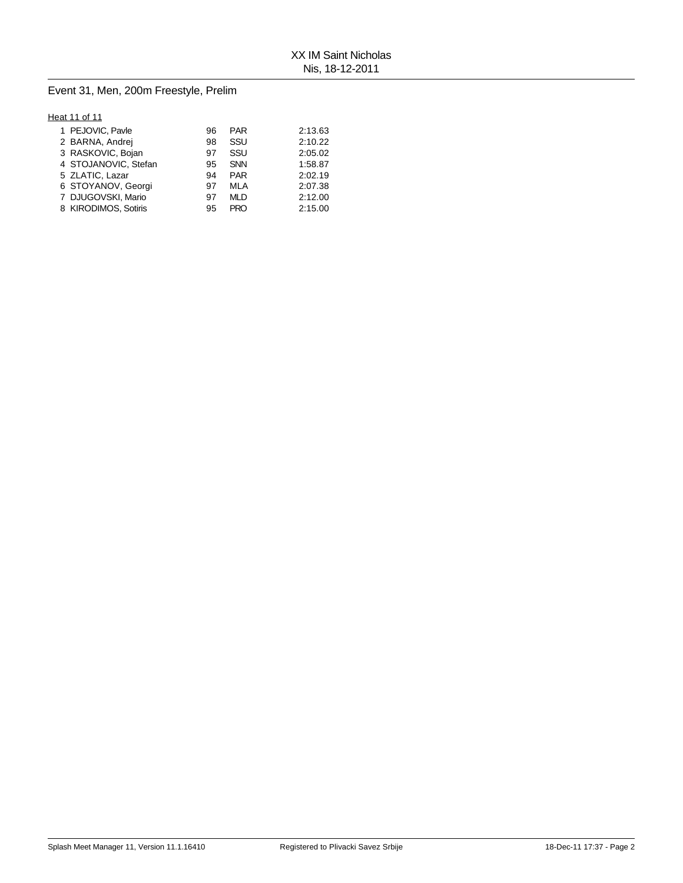## Event 31, Men, 200m Freestyle, Prelim

Heat 11 of 11

| | | | | |
|---|---|---|---|---|
| 1 | PEJOVIC, Pavle | 96 | PAR | 2:13.63 |
| 2 | BARNA, Andrej | 98 | SSU | 2:10.22 |
| 3 | RASKOVIC, Bojan | 97 | SSU | 2:05.02 |
| 4 | STOJANOVIC, Stefan | 95 | SNN | 1:58.87 |
| 5 | ZLATIC, Lazar | 94 | PAR | 2:02.19 |
| 6 | STOYANOV, Georgi | 97 | MLA | 2:07.38 |
| 7 | DJUGOVSKI, Mario | 97 | MLD | 2:12.00 |
| 8 | KIRODIMOS, Sotiris | 95 | PRO | 2:15.00 |